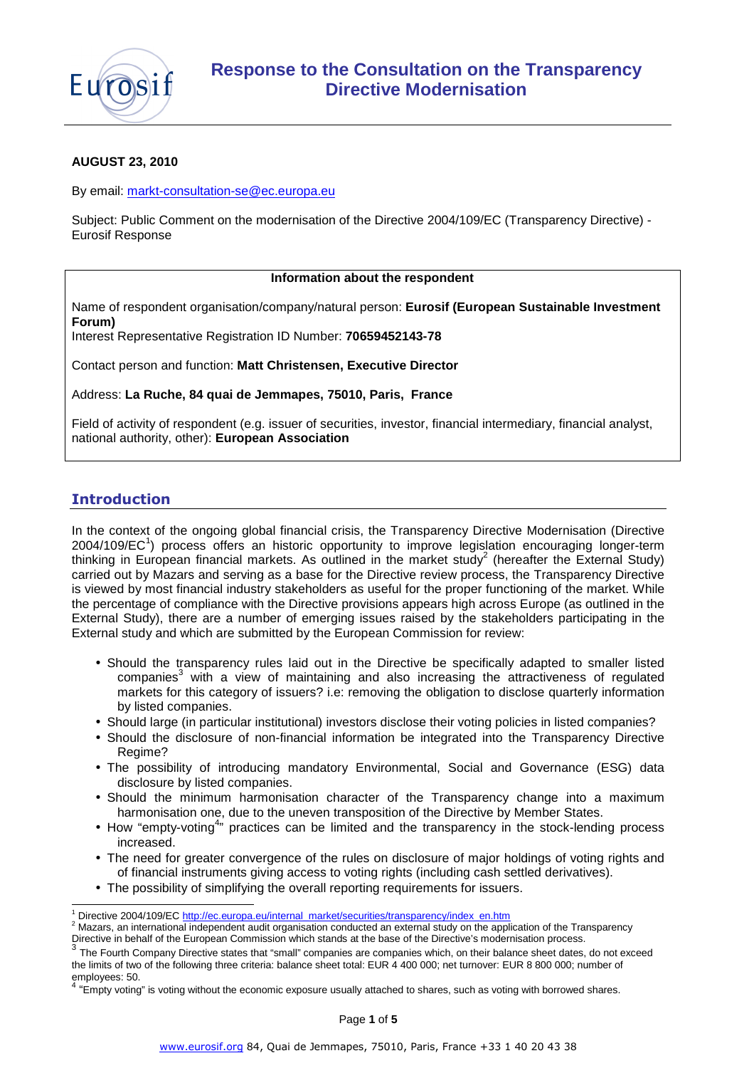# Response to the Consultation on the Transparency Directive Modernisation

**AUGUST 23, 2010**

By email: markt-consultation-se@ec.europa.eu

Subject: Public Comment on the modernisation of the Directive 2004/109/EC (Transparency Directive) - Eurosif Response

| Information about the respondent |
|---|
| Name of respondent organisation/company/natural person: **Eurosif (European Sustainable Investment Forum)**<br>Interest Representative Registration ID Number: **70659452143-78**<br><br>Contact person and function: **Matt Christensen, Executive Director**<br><br>Address: **La Ruche, 84 quai de Jemmapes, 75010, Paris, France**<br><br>Field of activity of respondent (e.g. issuer of securities, investor, financial intermediary, financial analyst, national authority, other): **European Association** |

## Introduction

In the context of the ongoing global financial crisis, the Transparency Directive Modernisation (Directive 2004/109/EC[1]) process offers an historic opportunity to improve legislation encouraging longer-term thinking in European financial markets. As outlined in the market study[2] (hereafter the External Study) carried out by Mazars and serving as a base for the Directive review process, the Transparency Directive is viewed by most financial industry stakeholders as useful for the proper functioning of the market. While the percentage of compliance with the Directive provisions appears high across Europe (as outlined in the External Study), there are a number of emerging issues raised by the stakeholders participating in the External study and which are submitted by the European Commission for review:

- Should the transparency rules laid out in the Directive be specifically adapted to smaller listed companies[3] with a view of maintaining and also increasing the attractiveness of regulated markets for this category of issuers? i.e: removing the obligation to disclose quarterly information by listed companies.
- Should large (in particular institutional) investors disclose their voting policies in listed companies?
- Should the disclosure of non-financial information be integrated into the Transparency Directive Regime?
- The possibility of introducing mandatory Environmental, Social and Governance (ESG) data disclosure by listed companies.
- Should the minimum harmonisation character of the Transparency change into a maximum harmonisation one, due to the uneven transposition of the Directive by Member States.
- How "empty-voting[4]" practices can be limited and the transparency in the stock-lending process increased.
- The need for greater convergence of the rules on disclosure of major holdings of voting rights and of financial instruments giving access to voting rights (including cash settled derivatives).
- The possibility of simplifying the overall reporting requirements for issuers.

---

[1] Directive 2004/109/EC http://ec.europa.eu/internal_market/securities/transparency/index_en.htm

[2] Mazars, an international independent audit organisation conducted an external study on the application of the Transparency Directive in behalf of the European Commission which stands at the base of the Directive's modernisation process.

[3] The Fourth Company Directive states that "small" companies are companies which, on their balance sheet dates, do not exceed the limits of two of the following three criteria: balance sheet total: EUR 4 400 000; net turnover: EUR 8 800 000; number of employees: 50.

[4] "Empty voting" is voting without the economic exposure usually attached to shares, such as voting with borrowed shares.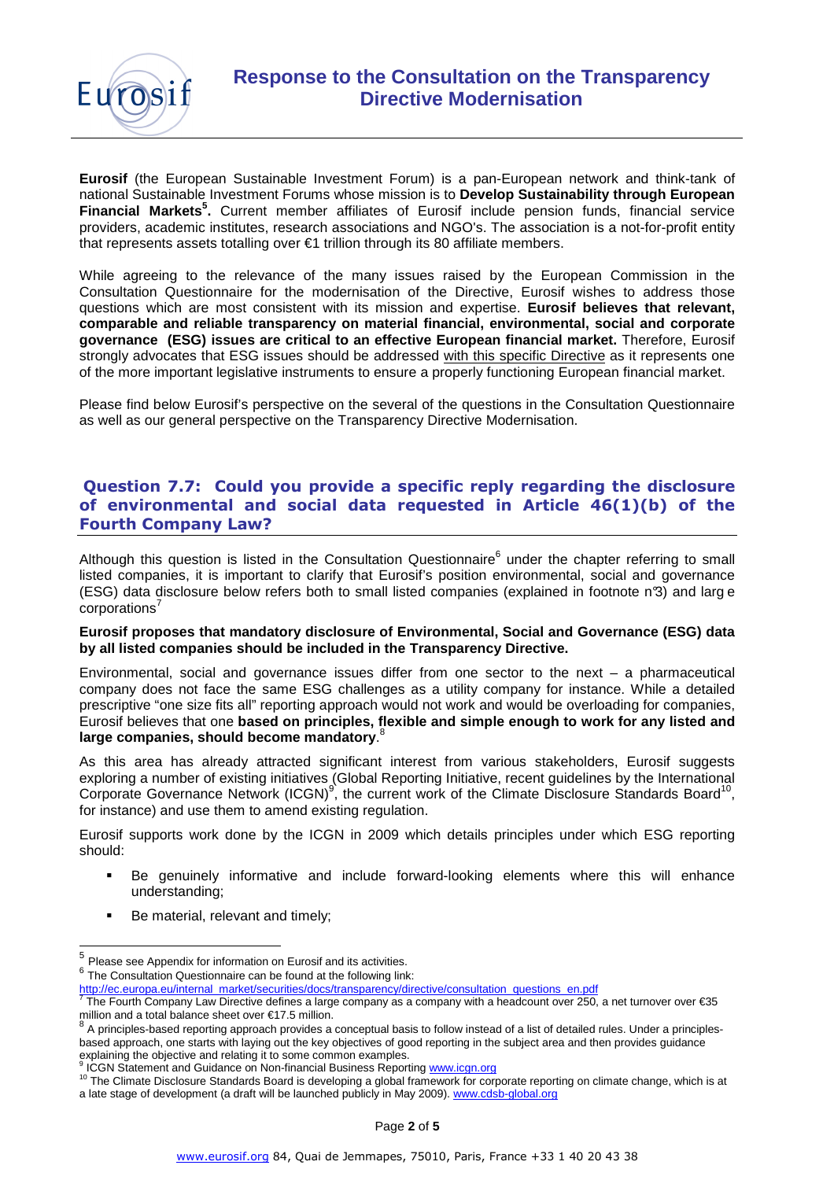# Response to the Consultation on the Transparency Directive Modernisation

**Eurosif** (the European Sustainable Investment Forum) is a pan-European network and think-tank of national Sustainable Investment Forums whose mission is to **Develop Sustainability through European Financial Markets**[5]**.** Current member affiliates of Eurosif include pension funds, financial service providers, academic institutes, research associations and NGO's. The association is a not-for-profit entity that represents assets totalling over €1 trillion through its 80 affiliate members.

While agreeing to the relevance of the many issues raised by the European Commission in the Consultation Questionnaire for the modernisation of the Directive, Eurosif wishes to address those questions which are most consistent with its mission and expertise. **Eurosif believes that relevant, comparable and reliable transparency on material financial, environmental, social and corporate governance (ESG) issues are critical to an effective European financial market.** Therefore, Eurosif strongly advocates that ESG issues should be addressed with this specific Directive as it represents one of the more important legislative instruments to ensure a properly functioning European financial market.

Please find below Eurosif's perspective on the several of the questions in the Consultation Questionnaire as well as our general perspective on the Transparency Directive Modernisation.

## Question 7.7: Could you provide a specific reply regarding the disclosure of environmental and social data requested in Article 46(1)(b) of the Fourth Company Law?

Although this question is listed in the Consultation Questionnaire[6] under the chapter referring to small listed companies, it is important to clarify that Eurosif's position environmental, social and governance (ESG) data disclosure below refers both to small listed companies (explained in footnote n°3) and larg e corporations[7]

**Eurosif proposes that mandatory disclosure of Environmental, Social and Governance (ESG) data by all listed companies should be included in the Transparency Directive.**

Environmental, social and governance issues differ from one sector to the next – a pharmaceutical company does not face the same ESG challenges as a utility company for instance. While a detailed prescriptive "one size fits all" reporting approach would not work and would be overloading for companies, Eurosif believes that one **based on principles, flexible and simple enough to work for any listed and large companies, should become mandatory**.[8]

As this area has already attracted significant interest from various stakeholders, Eurosif suggests exploring a number of existing initiatives (Global Reporting Initiative, recent guidelines by the International Corporate Governance Network (ICGN)[9], the current work of the Climate Disclosure Standards Board[10], for instance) and use them to amend existing regulation.

Eurosif supports work done by the ICGN in 2009 which details principles under which ESG reporting should:

- Be genuinely informative and include forward-looking elements where this will enhance understanding;
- Be material, relevant and timely;

---

[5] Please see Appendix for information on Eurosif and its activities.

[6] The Consultation Questionnaire can be found at the following link: http://ec.europa.eu/internal_market/securities/docs/transparency/directive/consultation_questions_en.pdf

[7] The Fourth Company Law Directive defines a large company as a company with a headcount over 250, a net turnover over €35 million and a total balance sheet over €17.5 million.

[8] A principles-based reporting approach provides a conceptual basis to follow instead of a list of detailed rules. Under a principles-based approach, one starts with laying out the key objectives of good reporting in the subject area and then provides guidance explaining the objective and relating it to some common examples.

[9] ICGN Statement and Guidance on Non-financial Business Reporting www.icgn.org

[10] The Climate Disclosure Standards Board is developing a global framework for corporate reporting on climate change, which is at a late stage of development (a draft will be launched publicly in May 2009). www.cdsb-global.org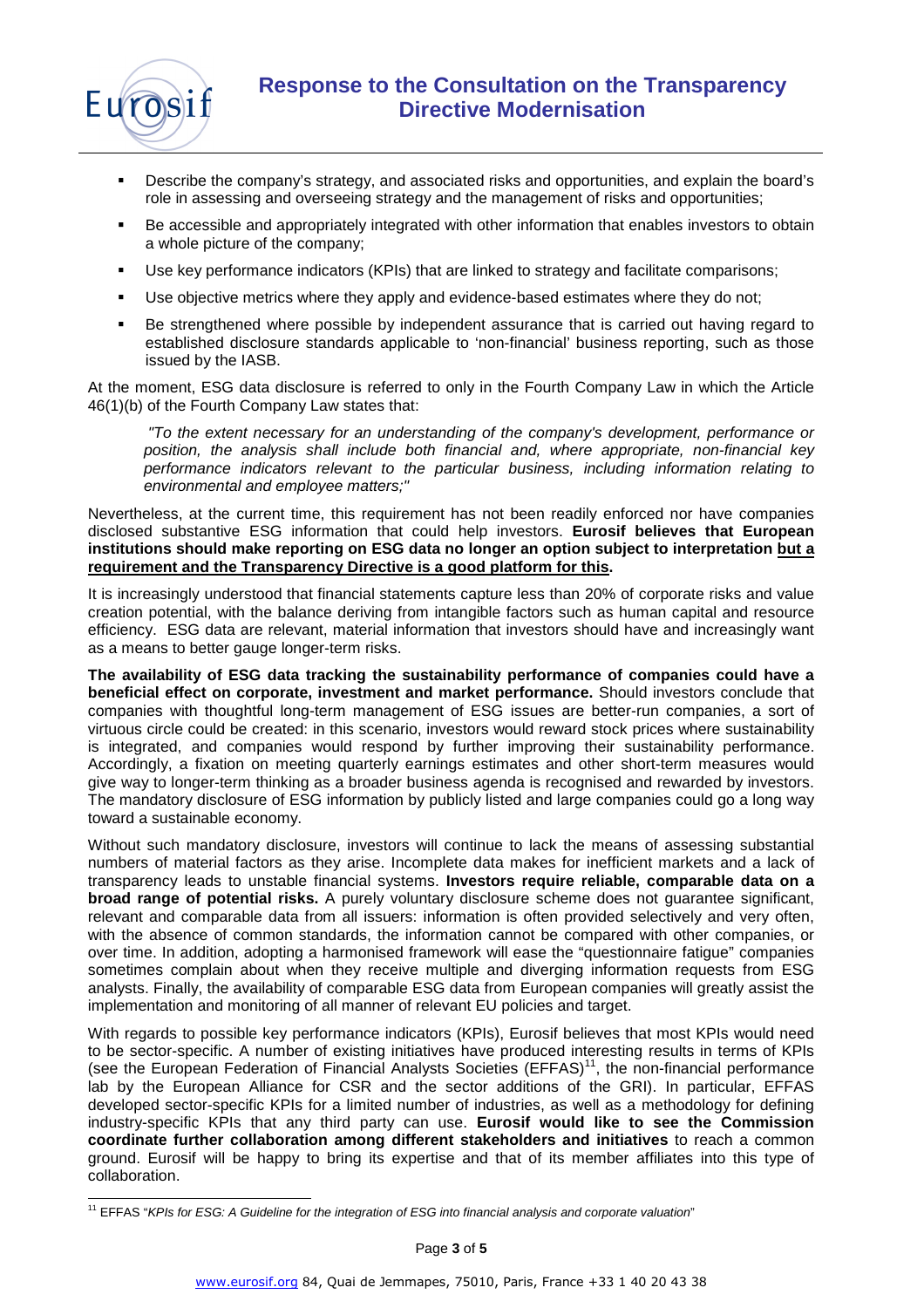- Describe the company's strategy, and associated risks and opportunities, and explain the board's role in assessing and overseeing strategy and the management of risks and opportunities;
- Be accessible and appropriately integrated with other information that enables investors to obtain a whole picture of the company;
- Use key performance indicators (KPIs) that are linked to strategy and facilitate comparisons;
- Use objective metrics where they apply and evidence-based estimates where they do not;
- Be strengthened where possible by independent assurance that is carried out having regard to established disclosure standards applicable to 'non-financial' business reporting, such as those issued by the IASB.

At the moment, ESG data disclosure is referred to only in the Fourth Company Law in which the Article 46(1)(b) of the Fourth Company Law states that:

> *"To the extent necessary for an understanding of the company's development, performance or position, the analysis shall include both financial and, where appropriate, non-financial key performance indicators relevant to the particular business, including information relating to environmental and employee matters;"*

Nevertheless, at the current time, this requirement has not been readily enforced nor have companies disclosed substantive ESG information that could help investors. **Eurosif believes that European institutions should make reporting on ESG data no longer an option subject to interpretation <u>but a requirement and the Transparency Directive is a good platform for this</u>.**

It is increasingly understood that financial statements capture less than 20% of corporate risks and value creation potential, with the balance deriving from intangible factors such as human capital and resource efficiency. ESG data are relevant, material information that investors should have and increasingly want as a means to better gauge longer-term risks.

**The availability of ESG data tracking the sustainability performance of companies could have a beneficial effect on corporate, investment and market performance.** Should investors conclude that companies with thoughtful long-term management of ESG issues are better-run companies, a sort of virtuous circle could be created: in this scenario, investors would reward stock prices where sustainability is integrated, and companies would respond by further improving their sustainability performance. Accordingly, a fixation on meeting quarterly earnings estimates and other short-term measures would give way to longer-term thinking as a broader business agenda is recognised and rewarded by investors. The mandatory disclosure of ESG information by publicly listed and large companies could go a long way toward a sustainable economy.

Without such mandatory disclosure, investors will continue to lack the means of assessing substantial numbers of material factors as they arise. Incomplete data makes for inefficient markets and a lack of transparency leads to unstable financial systems. **Investors require reliable, comparable data on a broad range of potential risks.** A purely voluntary disclosure scheme does not guarantee significant, relevant and comparable data from all issuers: information is often provided selectively and very often, with the absence of common standards, the information cannot be compared with other companies, or over time. In addition, adopting a harmonised framework will ease the "questionnaire fatigue" companies sometimes complain about when they receive multiple and diverging information requests from ESG analysts. Finally, the availability of comparable ESG data from European companies will greatly assist the implementation and monitoring of all manner of relevant EU policies and target.

With regards to possible key performance indicators (KPIs), Eurosif believes that most KPIs would need to be sector-specific. A number of existing initiatives have produced interesting results in terms of KPIs (see the European Federation of Financial Analysts Societies (EFFAS)[11], the non-financial performance lab by the European Alliance for CSR and the sector additions of the GRI). In particular, EFFAS developed sector-specific KPIs for a limited number of industries, as well as a methodology for defining industry-specific KPIs that any third party can use. **Eurosif would like to see the Commission coordinate further collaboration among different stakeholders and initiatives** to reach a common ground. Eurosif will be happy to bring its expertise and that of its member affiliates into this type of collaboration.

---

[11] EFFAS "*KPIs for ESG: A Guideline for the integration of ESG into financial analysis and corporate valuation*"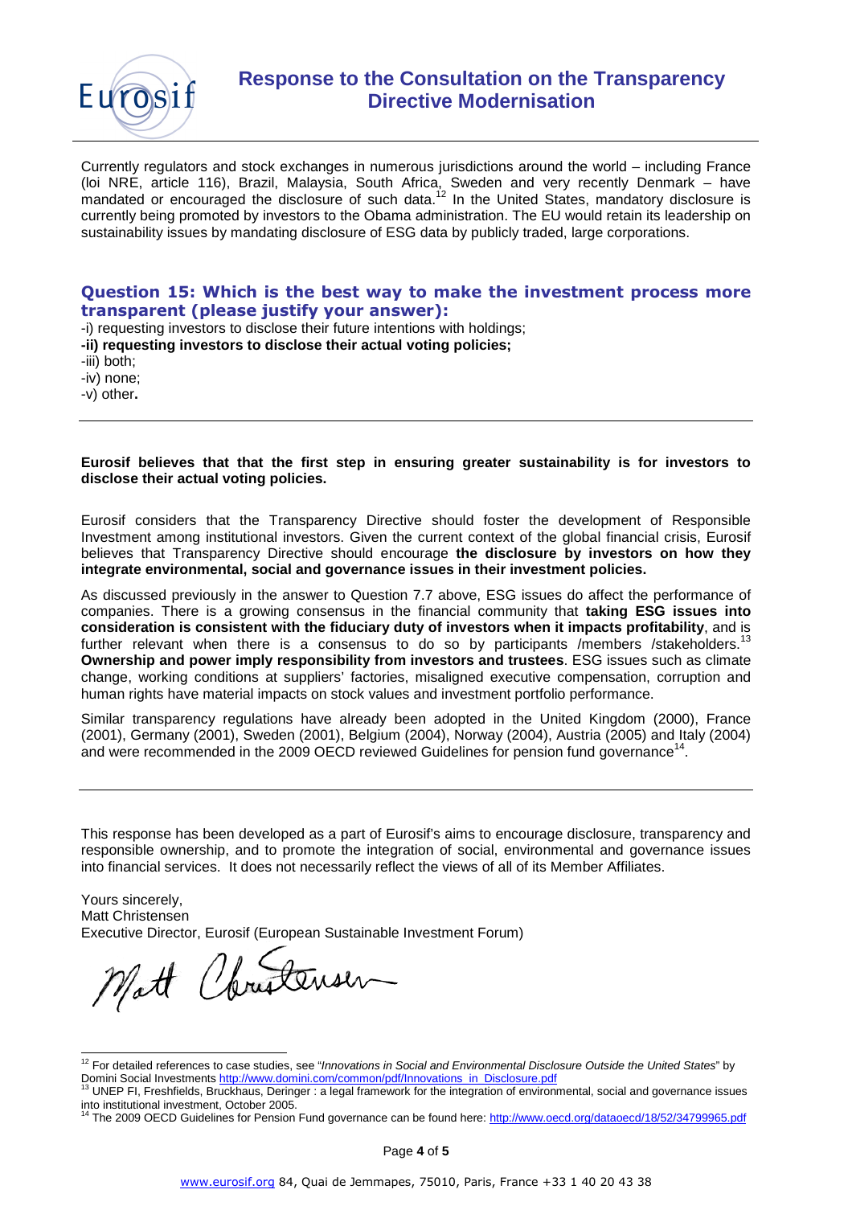Currently regulators and stock exchanges in numerous jurisdictions around the world – including France (loi NRE, article 116), Brazil, Malaysia, South Africa, Sweden and very recently Denmark – have mandated or encouraged the disclosure of such data.[12] In the United States, mandatory disclosure is currently being promoted by investors to the Obama administration. The EU would retain its leadership on sustainability issues by mandating disclosure of ESG data by publicly traded, large corporations.

### Question 15: Which is the best way to make the investment process more transparent (please justify your answer):

-i) requesting investors to disclose their future intentions with holdings;
**-ii) requesting investors to disclose their actual voting policies;**
-iii) both;
-iv) none;
-v) other**.**

---

**Eurosif believes that that the first step in ensuring greater sustainability is for investors to disclose their actual voting policies.**

Eurosif considers that the Transparency Directive should foster the development of Responsible Investment among institutional investors. Given the current context of the global financial crisis, Eurosif believes that Transparency Directive should encourage **the disclosure by investors on how they integrate environmental, social and governance issues in their investment policies.**

As discussed previously in the answer to Question 7.7 above, ESG issues do affect the performance of companies. There is a growing consensus in the financial community that **taking ESG issues into consideration is consistent with the fiduciary duty of investors when it impacts profitability**, and is further relevant when there is a consensus to do so by participants /members /stakeholders.[13] **Ownership and power imply responsibility from investors and trustees**. ESG issues such as climate change, working conditions at suppliers' factories, misaligned executive compensation, corruption and human rights have material impacts on stock values and investment portfolio performance.

Similar transparency regulations have already been adopted in the United Kingdom (2000), France (2001), Germany (2001), Sweden (2001), Belgium (2004), Norway (2004), Austria (2005) and Italy (2004) and were recommended in the 2009 OECD reviewed Guidelines for pension fund governance[14].

---

This response has been developed as a part of Eurosif's aims to encourage disclosure, transparency and responsible ownership, and to promote the integration of social, environmental and governance issues into financial services. It does not necessarily reflect the views of all of its Member Affiliates.

Yours sincerely,
Matt Christensen
Executive Director, Eurosif (European Sustainable Investment Forum)

Matt Christensen

---

[12] For detailed references to case studies, see "*Innovations in Social and Environmental Disclosure Outside the United States*" by Domini Social Investments http://www.domini.com/common/pdf/Innovations_in_Disclosure.pdf

[13] UNEP FI, Freshfields, Bruckhaus, Deringer : a legal framework for the integration of environmental, social and governance issues into institutional investment, October 2005.

[14] The 2009 OECD Guidelines for Pension Fund governance can be found here: http://www.oecd.org/dataoecd/18/52/34799965.pdf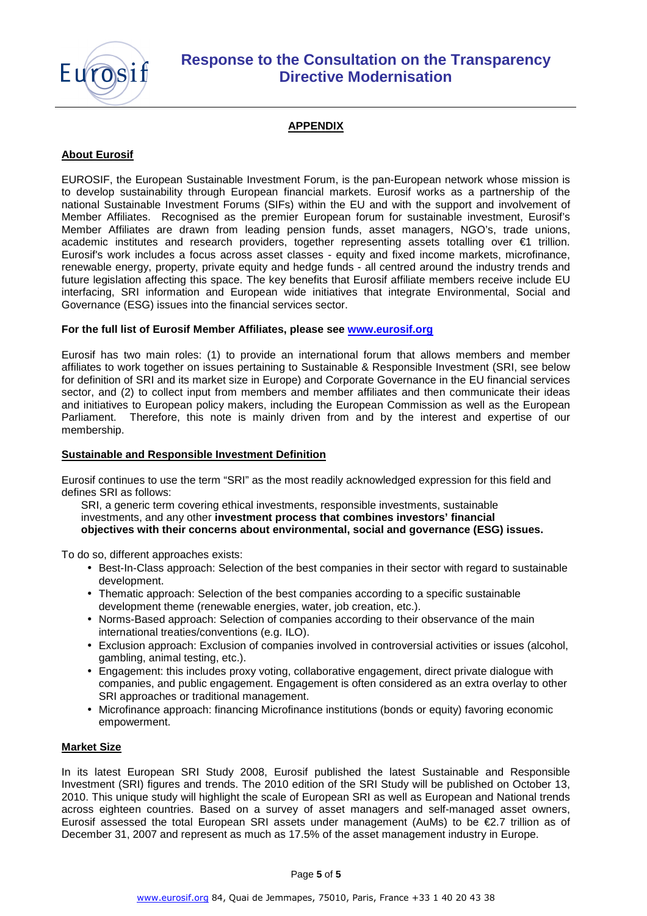**APPENDIX**

**About Eurosif**

EUROSIF, the European Sustainable Investment Forum, is the pan-European network whose mission is to develop sustainability through European financial markets. Eurosif works as a partnership of the national Sustainable Investment Forums (SIFs) within the EU and with the support and involvement of Member Affiliates. Recognised as the premier European forum for sustainable investment, Eurosif's Member Affiliates are drawn from leading pension funds, asset managers, NGO's, trade unions, academic institutes and research providers, together representing assets totalling over €1 trillion. Eurosif's work includes a focus across asset classes - equity and fixed income markets, microfinance, renewable energy, property, private equity and hedge funds - all centred around the industry trends and future legislation affecting this space. The key benefits that Eurosif affiliate members receive include EU interfacing, SRI information and European wide initiatives that integrate Environmental, Social and Governance (ESG) issues into the financial services sector.

**For the full list of Eurosif Member Affiliates, please see www.eurosif.org**

Eurosif has two main roles: (1) to provide an international forum that allows members and member affiliates to work together on issues pertaining to Sustainable & Responsible Investment (SRI, see below for definition of SRI and its market size in Europe) and Corporate Governance in the EU financial services sector, and (2) to collect input from members and member affiliates and then communicate their ideas and initiatives to European policy makers, including the European Commission as well as the European Parliament. Therefore, this note is mainly driven from and by the interest and expertise of our membership.

**Sustainable and Responsible Investment Definition**

Eurosif continues to use the term "SRI" as the most readily acknowledged expression for this field and defines SRI as follows:

> SRI, a generic term covering ethical investments, responsible investments, sustainable investments, and any other **investment process that combines investors' financial objectives with their concerns about environmental, social and governance (ESG) issues.**

To do so, different approaches exists:

- Best-In-Class approach: Selection of the best companies in their sector with regard to sustainable development.
- Thematic approach: Selection of the best companies according to a specific sustainable development theme (renewable energies, water, job creation, etc.).
- Norms-Based approach: Selection of companies according to their observance of the main international treaties/conventions (e.g. ILO).
- Exclusion approach: Exclusion of companies involved in controversial activities or issues (alcohol, gambling, animal testing, etc.).
- Engagement: this includes proxy voting, collaborative engagement, direct private dialogue with companies, and public engagement. Engagement is often considered as an extra overlay to other SRI approaches or traditional management.
- Microfinance approach: financing Microfinance institutions (bonds or equity) favoring economic empowerment.

**Market Size**

In its latest European SRI Study 2008, Eurosif published the latest Sustainable and Responsible Investment (SRI) figures and trends. The 2010 edition of the SRI Study will be published on October 13, 2010. This unique study will highlight the scale of European SRI as well as European and National trends across eighteen countries. Based on a survey of asset managers and self-managed asset owners, Eurosif assessed the total European SRI assets under management (AuMs) to be €2.7 trillion as of December 31, 2007 and represent as much as 17.5% of the asset management industry in Europe.